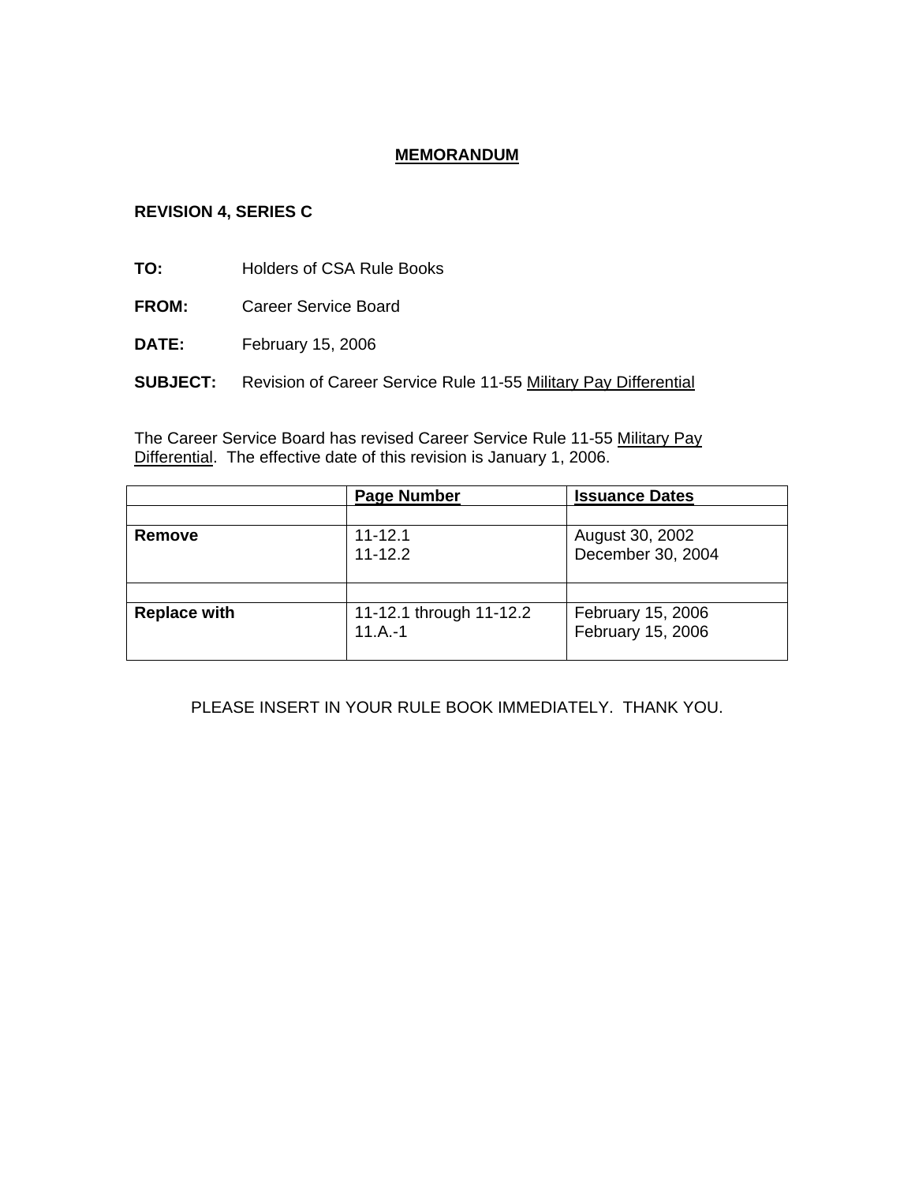# MEMORANDUM

**REVISION 4, SERIES C**

**TO:** Holders of CSA Rule Books

**FROM:** Career Service Board

**DATE:** February 15, 2006

**SUBJECT:** Revision of Career Service Rule 11-55 Military Pay Differential

The Career Service Board has revised Career Service Rule 11-55 Military Pay Differential. The effective date of this revision is January 1, 2006.

| | **Page Number** | **Issuance Dates** |
|---|---|---|
| | | |
| **Remove** | 11-12.1<br>11-12.2 | August 30, 2002<br>December 30, 2004 |
| | | |
| **Replace with** | 11-12.1 through 11-12.2<br>11.A.-1 | February 15, 2006<br>February 15, 2006 |

PLEASE INSERT IN YOUR RULE BOOK IMMEDIATELY. THANK YOU.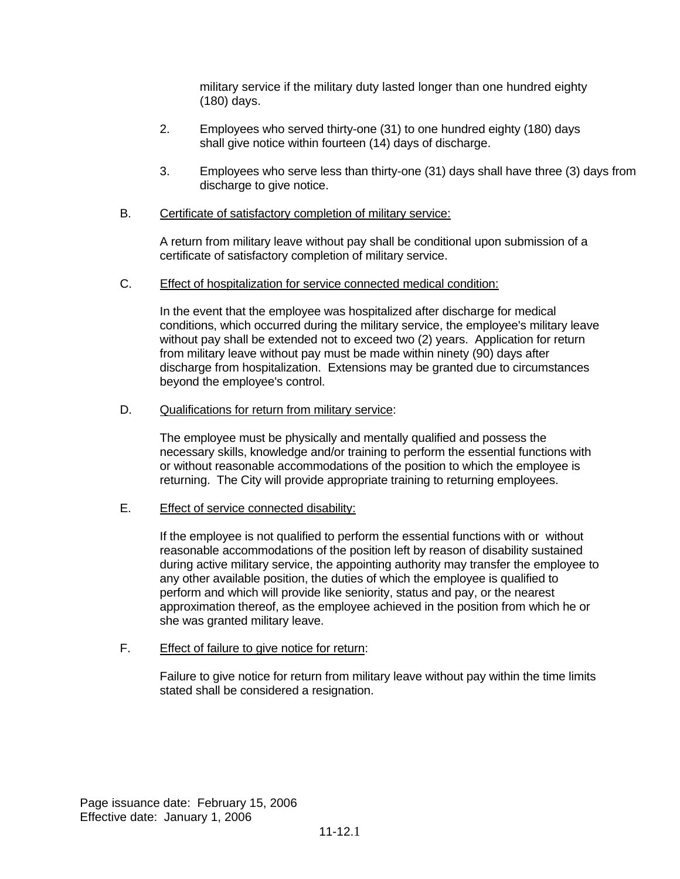military service if the military duty lasted longer than one hundred eighty (180) days.

2. Employees who served thirty-one (31) to one hundred eighty (180) days shall give notice within fourteen (14) days of discharge.

3. Employees who serve less than thirty-one (31) days shall have three (3) days from discharge to give notice.

B. Certificate of satisfactory completion of military service:

A return from military leave without pay shall be conditional upon submission of a certificate of satisfactory completion of military service.

C. Effect of hospitalization for service connected medical condition:

In the event that the employee was hospitalized after discharge for medical conditions, which occurred during the military service, the employee's military leave without pay shall be extended not to exceed two (2) years. Application for return from military leave without pay must be made within ninety (90) days after discharge from hospitalization. Extensions may be granted due to circumstances beyond the employee's control.

D. Qualifications for return from military service:

The employee must be physically and mentally qualified and possess the necessary skills, knowledge and/or training to perform the essential functions with or without reasonable accommodations of the position to which the employee is returning. The City will provide appropriate training to returning employees.

E. Effect of service connected disability:

If the employee is not qualified to perform the essential functions with or without reasonable accommodations of the position left by reason of disability sustained during active military service, the appointing authority may transfer the employee to any other available position, the duties of which the employee is qualified to perform and which will provide like seniority, status and pay, or the nearest approximation thereof, as the employee achieved in the position from which he or she was granted military leave.

F. Effect of failure to give notice for return:

Failure to give notice for return from military leave without pay within the time limits stated shall be considered a resignation.

Page issuance date: February 15, 2006
Effective date: January 1, 2006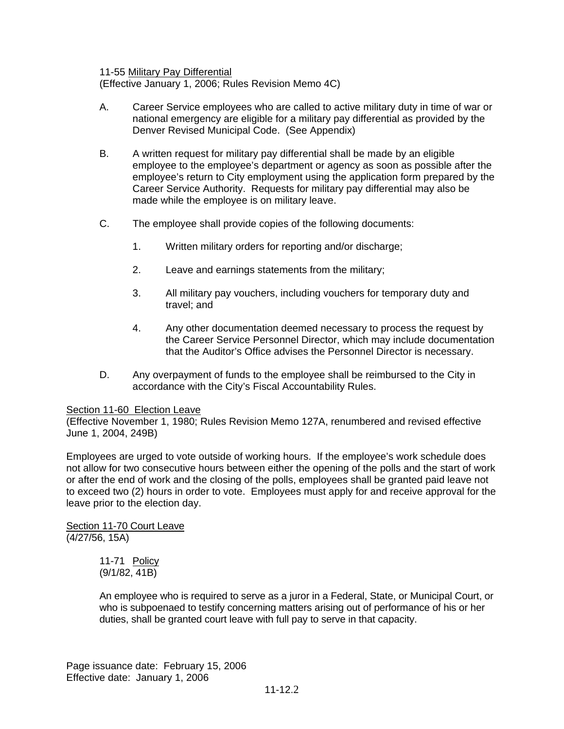11-55 Military Pay Differential
(Effective January 1, 2006; Rules Revision Memo 4C)

A. Career Service employees who are called to active military duty in time of war or national emergency are eligible for a military pay differential as provided by the Denver Revised Municipal Code. (See Appendix)

B. A written request for military pay differential shall be made by an eligible employee to the employee's department or agency as soon as possible after the employee's return to City employment using the application form prepared by the Career Service Authority. Requests for military pay differential may also be made while the employee is on military leave.

C. The employee shall provide copies of the following documents:

1. Written military orders for reporting and/or discharge;

2. Leave and earnings statements from the military;

3. All military pay vouchers, including vouchers for temporary duty and travel; and

4. Any other documentation deemed necessary to process the request by the Career Service Personnel Director, which may include documentation that the Auditor's Office advises the Personnel Director is necessary.

D. Any overpayment of funds to the employee shall be reimbursed to the City in accordance with the City's Fiscal Accountability Rules.

Section 11-60 Election Leave
(Effective November 1, 1980; Rules Revision Memo 127A, renumbered and revised effective June 1, 2004, 249B)

Employees are urged to vote outside of working hours. If the employee's work schedule does not allow for two consecutive hours between either the opening of the polls and the start of work or after the end of work and the closing of the polls, employees shall be granted paid leave not to exceed two (2) hours in order to vote. Employees must apply for and receive approval for the leave prior to the election day.

Section 11-70 Court Leave
(4/27/56, 15A)

11-71 Policy
(9/1/82, 41B)

An employee who is required to serve as a juror in a Federal, State, or Municipal Court, or who is subpoenaed to testify concerning matters arising out of performance of his or her duties, shall be granted court leave with full pay to serve in that capacity.

Page issuance date: February 15, 2006
Effective date: January 1, 2006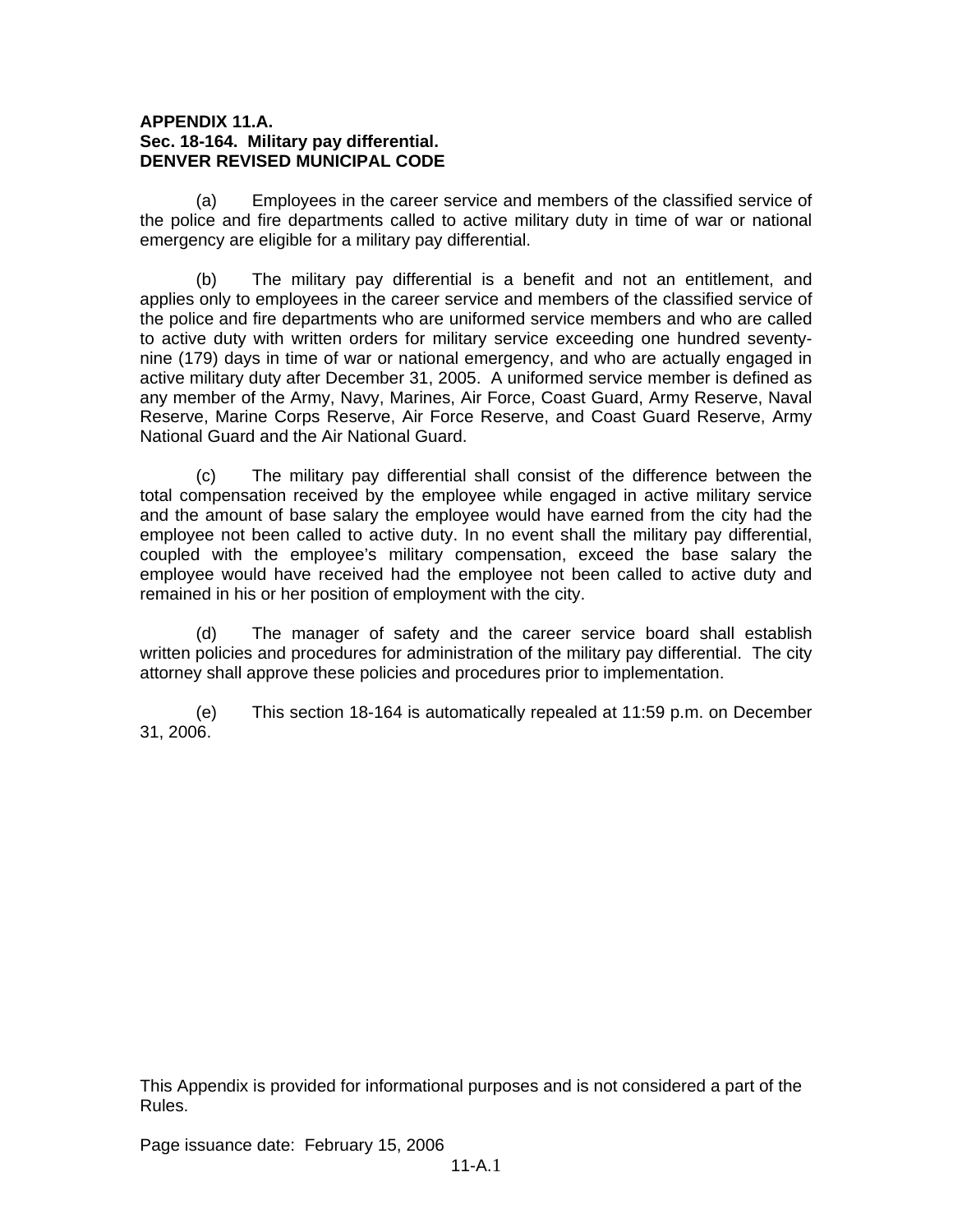**APPENDIX 11.A.**
**Sec. 18-164. Military pay differential.**
**DENVER REVISED MUNICIPAL CODE**

(a) Employees in the career service and members of the classified service of the police and fire departments called to active military duty in time of war or national emergency are eligible for a military pay differential.

(b) The military pay differential is a benefit and not an entitlement, and applies only to employees in the career service and members of the classified service of the police and fire departments who are uniformed service members and who are called to active duty with written orders for military service exceeding one hundred seventy-nine (179) days in time of war or national emergency, and who are actually engaged in active military duty after December 31, 2005. A uniformed service member is defined as any member of the Army, Navy, Marines, Air Force, Coast Guard, Army Reserve, Naval Reserve, Marine Corps Reserve, Air Force Reserve, and Coast Guard Reserve, Army National Guard and the Air National Guard.

(c) The military pay differential shall consist of the difference between the total compensation received by the employee while engaged in active military service and the amount of base salary the employee would have earned from the city had the employee not been called to active duty. In no event shall the military pay differential, coupled with the employee's military compensation, exceed the base salary the employee would have received had the employee not been called to active duty and remained in his or her position of employment with the city.

(d) The manager of safety and the career service board shall establish written policies and procedures for administration of the military pay differential. The city attorney shall approve these policies and procedures prior to implementation.

(e) This section 18-164 is automatically repealed at 11:59 p.m. on December 31, 2006.

This Appendix is provided for informational purposes and is not considered a part of the Rules.

Page issuance date: February 15, 2006